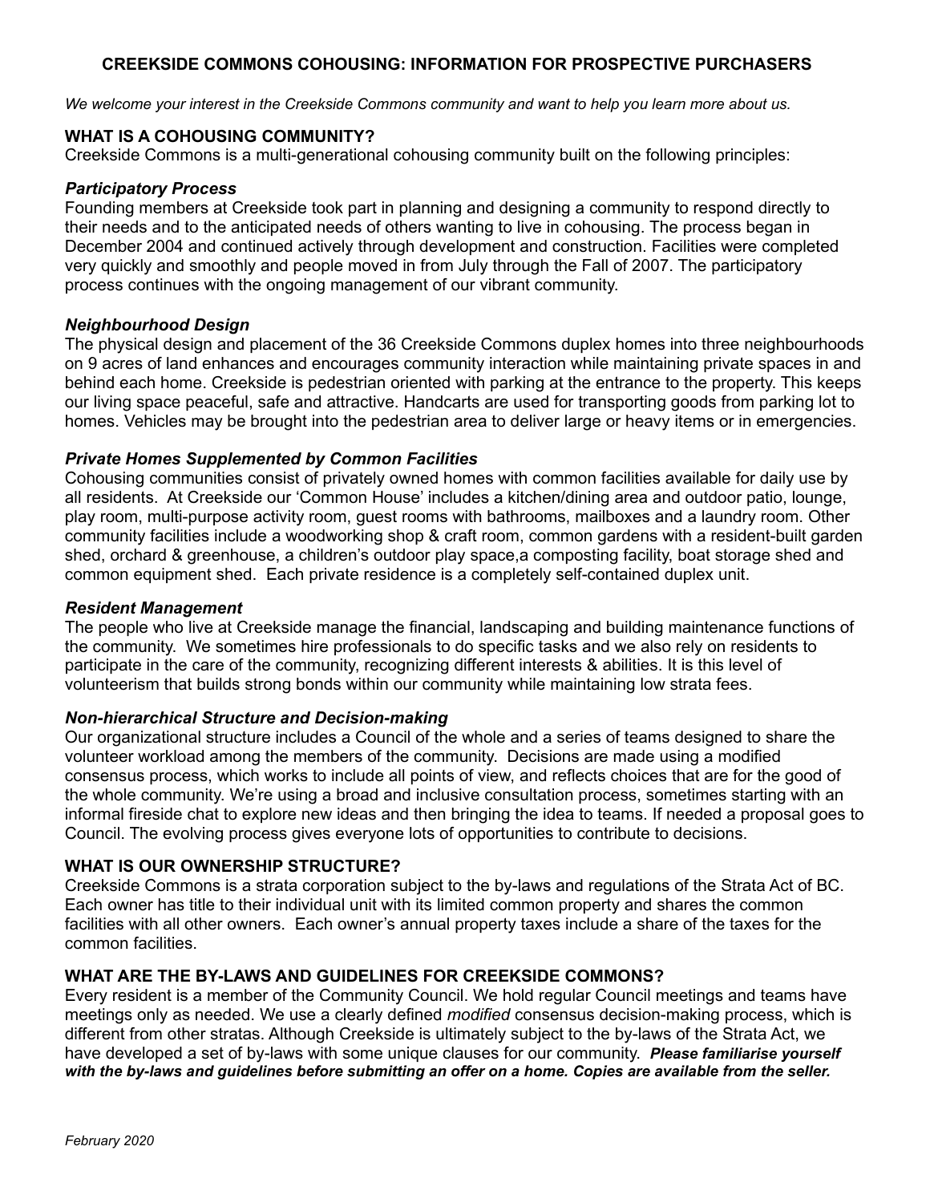# CREEKSIDE COMMONS COHOUSING: INFORMATION FOR PROSPECTIVE PURCHASERS

*We welcome your interest in the Creekside Commons community and want to help you learn more about us.*

## WHAT IS A COHOUSING COMMUNITY?

Creekside Commons is a multi-generational cohousing community built on the following principles:

### *Participatory Process*

Founding members at Creekside took part in planning and designing a community to respond directly to their needs and to the anticipated needs of others wanting to live in cohousing. The process began in December 2004 and continued actively through development and construction. Facilities were completed very quickly and smoothly and people moved in from July through the Fall of 2007. The participatory process continues with the ongoing management of our vibrant community.

### *Neighbourhood Design*

The physical design and placement of the 36 Creekside Commons duplex homes into three neighbourhoods on 9 acres of land enhances and encourages community interaction while maintaining private spaces in and behind each home. Creekside is pedestrian oriented with parking at the entrance to the property. This keeps our living space peaceful, safe and attractive. Handcarts are used for transporting goods from parking lot to homes. Vehicles may be brought into the pedestrian area to deliver large or heavy items or in emergencies.

### *Private Homes Supplemented by Common Facilities*

Cohousing communities consist of privately owned homes with common facilities available for daily use by all residents. At Creekside our 'Common House' includes a kitchen/dining area and outdoor patio, lounge, play room, multi-purpose activity room, guest rooms with bathrooms, mailboxes and a laundry room. Other community facilities include a woodworking shop & craft room, common gardens with a resident-built garden shed, orchard & greenhouse, a children's outdoor play space,a composting facility, boat storage shed and common equipment shed. Each private residence is a completely self-contained duplex unit.

### *Resident Management*

The people who live at Creekside manage the financial, landscaping and building maintenance functions of the community. We sometimes hire professionals to do specific tasks and we also rely on residents to participate in the care of the community, recognizing different interests & abilities. It is this level of volunteerism that builds strong bonds within our community while maintaining low strata fees.

### *Non-hierarchical Structure and Decision-making*

Our organizational structure includes a Council of the whole and a series of teams designed to share the volunteer workload among the members of the community. Decisions are made using a modified consensus process, which works to include all points of view, and reflects choices that are for the good of the whole community. We're using a broad and inclusive consultation process, sometimes starting with an informal fireside chat to explore new ideas and then bringing the idea to teams. If needed a proposal goes to Council. The evolving process gives everyone lots of opportunities to contribute to decisions.

## WHAT IS OUR OWNERSHIP STRUCTURE?

Creekside Commons is a strata corporation subject to the by-laws and regulations of the Strata Act of BC. Each owner has title to their individual unit with its limited common property and shares the common facilities with all other owners. Each owner's annual property taxes include a share of the taxes for the common facilities.

## WHAT ARE THE BY-LAWS AND GUIDELINES FOR CREEKSIDE COMMONS?

Every resident is a member of the Community Council. We hold regular Council meetings and teams have meetings only as needed. We use a clearly defined *modified* consensus decision-making process, which is different from other stratas. Although Creekside is ultimately subject to the by-laws of the Strata Act, we have developed a set of by-laws with some unique clauses for our community. ***Please familiarise yourself with the by-laws and guidelines before submitting an offer on a home. Copies are available from the seller.***

*February 2020*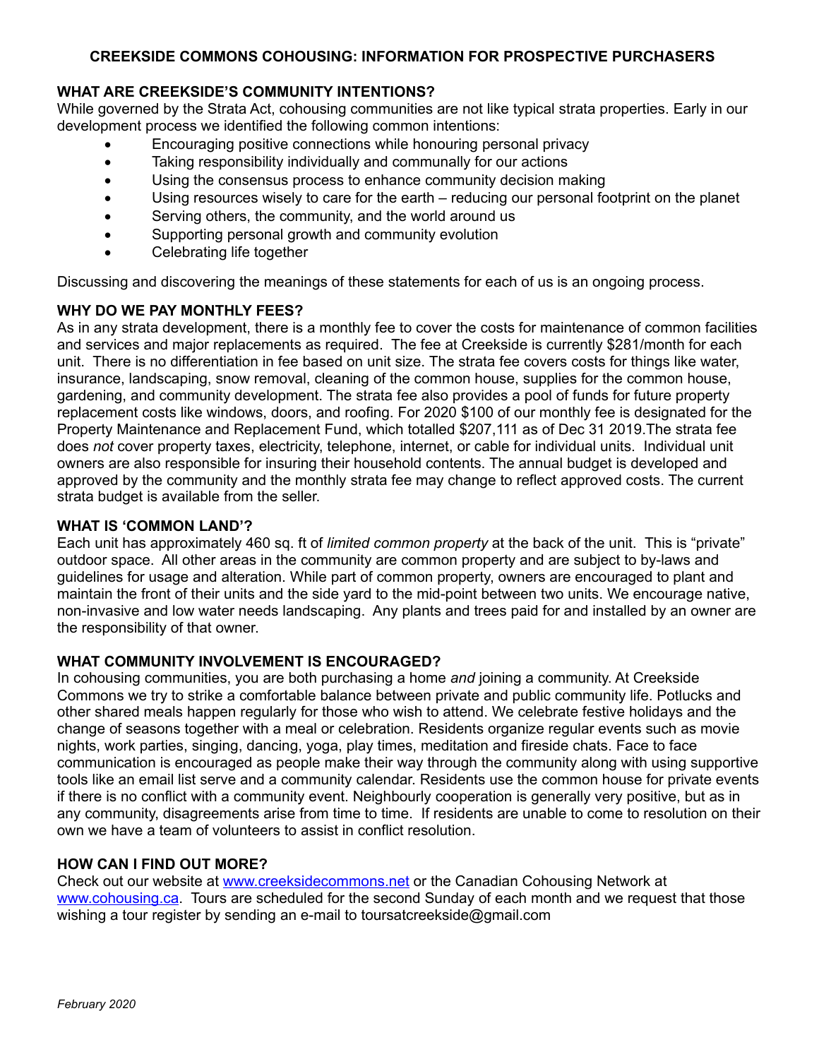# CREEKSIDE COMMONS COHOUSING: INFORMATION FOR PROSPECTIVE PURCHASERS

## WHAT ARE CREEKSIDE'S COMMUNITY INTENTIONS?

While governed by the Strata Act, cohousing communities are not like typical strata properties. Early in our development process we identified the following common intentions:

- Encouraging positive connections while honouring personal privacy
- Taking responsibility individually and communally for our actions
- Using the consensus process to enhance community decision making
- Using resources wisely to care for the earth – reducing our personal footprint on the planet
- Serving others, the community, and the world around us
- Supporting personal growth and community evolution
- Celebrating life together

Discussing and discovering the meanings of these statements for each of us is an ongoing process.

## WHY DO WE PAY MONTHLY FEES?

As in any strata development, there is a monthly fee to cover the costs for maintenance of common facilities and services and major replacements as required. The fee at Creekside is currently $281/month for each unit. There is no differentiation in fee based on unit size. The strata fee covers costs for things like water, insurance, landscaping, snow removal, cleaning of the common house, supplies for the common house, gardening, and community development. The strata fee also provides a pool of funds for future property replacement costs like windows, doors, and roofing. For 2020 $100 of our monthly fee is designated for the Property Maintenance and Replacement Fund, which totalled $207,111 as of Dec 31 2019.The strata fee does *not* cover property taxes, electricity, telephone, internet, or cable for individual units. Individual unit owners are also responsible for insuring their household contents. The annual budget is developed and approved by the community and the monthly strata fee may change to reflect approved costs. The current strata budget is available from the seller.

## WHAT IS 'COMMON LAND'?

Each unit has approximately 460 sq. ft of *limited common property* at the back of the unit. This is "private" outdoor space. All other areas in the community are common property and are subject to by-laws and guidelines for usage and alteration. While part of common property, owners are encouraged to plant and maintain the front of their units and the side yard to the mid-point between two units. We encourage native, non-invasive and low water needs landscaping. Any plants and trees paid for and installed by an owner are the responsibility of that owner.

## WHAT COMMUNITY INVOLVEMENT IS ENCOURAGED?

In cohousing communities, you are both purchasing a home *and* joining a community. At Creekside Commons we try to strike a comfortable balance between private and public community life. Potlucks and other shared meals happen regularly for those who wish to attend. We celebrate festive holidays and the change of seasons together with a meal or celebration. Residents organize regular events such as movie nights, work parties, singing, dancing, yoga, play times, meditation and fireside chats. Face to face communication is encouraged as people make their way through the community along with using supportive tools like an email list serve and a community calendar. Residents use the common house for private events if there is no conflict with a community event. Neighbourly cooperation is generally very positive, but as in any community, disagreements arise from time to time. If residents are unable to come to resolution on their own we have a team of volunteers to assist in conflict resolution.

## HOW CAN I FIND OUT MORE?

Check out our website at [www.creeksidecommons.net](www.creeksidecommons.net) or the Canadian Cohousing Network at [www.cohousing.ca](www.cohousing.ca). Tours are scheduled for the second Sunday of each month and we request that those wishing a tour register by sending an e-mail to toursatcreekside@gmail.com

*February 2020*